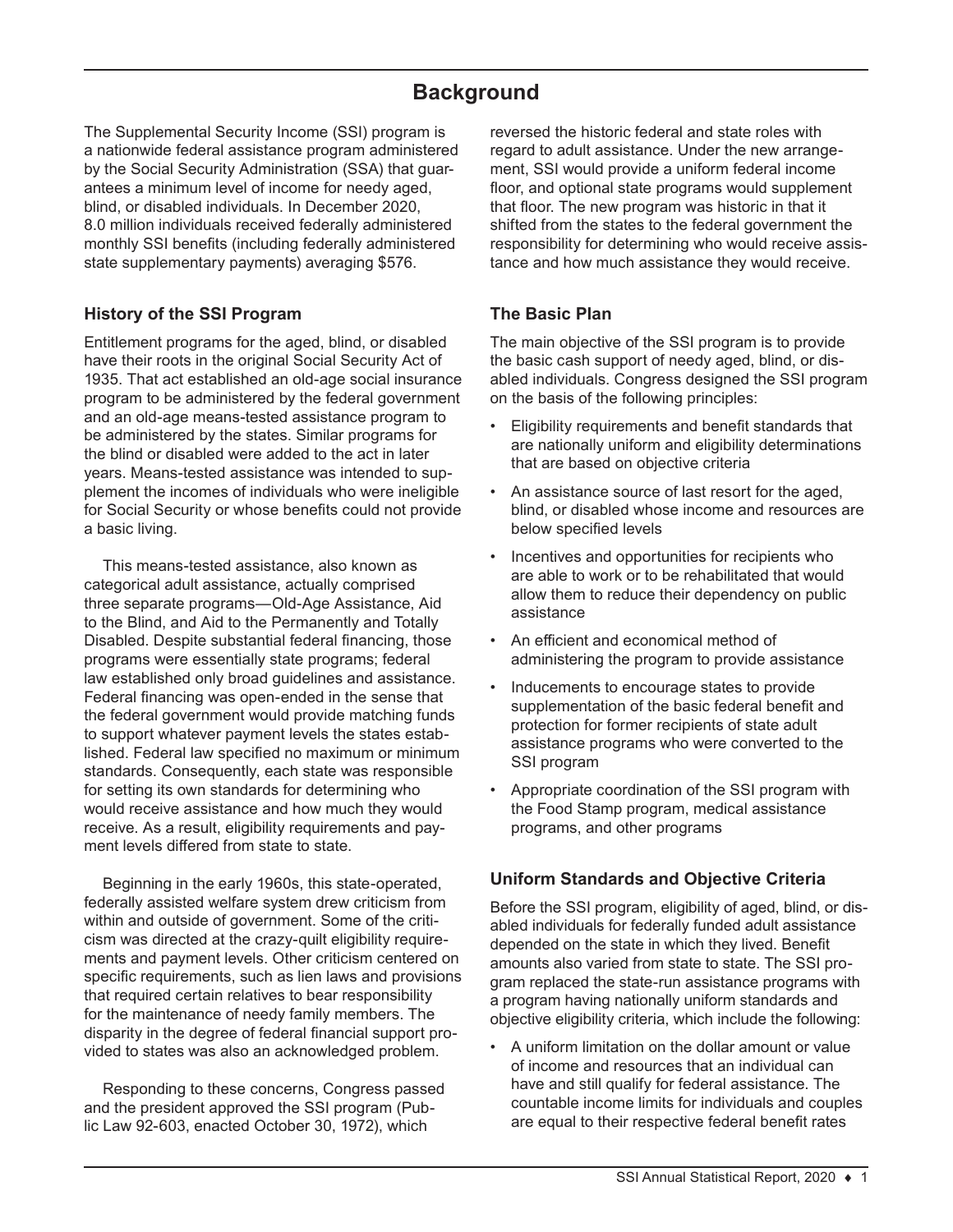# Background

The Supplemental Security Income (SSI) program is a nationwide federal assistance program administered by the Social Security Administration (SSA) that guarantees a minimum level of income for needy aged, blind, or disabled individuals. In December 2020, 8.0 million individuals received federally administered monthly SSI benefits (including federally administered state supplementary payments) averaging $576.

## History of the SSI Program

Entitlement programs for the aged, blind, or disabled have their roots in the original Social Security Act of 1935. That act established an old-age social insurance program to be administered by the federal government and an old-age means-tested assistance program to be administered by the states. Similar programs for the blind or disabled were added to the act in later years. Means-tested assistance was intended to supplement the incomes of individuals who were ineligible for Social Security or whose benefits could not provide a basic living.

This means-tested assistance, also known as categorical adult assistance, actually comprised three separate programs—Old-Age Assistance, Aid to the Blind, and Aid to the Permanently and Totally Disabled. Despite substantial federal financing, those programs were essentially state programs; federal law established only broad guidelines and assistance. Federal financing was open-ended in the sense that the federal government would provide matching funds to support whatever payment levels the states established. Federal law specified no maximum or minimum standards. Consequently, each state was responsible for setting its own standards for determining who would receive assistance and how much they would receive. As a result, eligibility requirements and payment levels differed from state to state.

Beginning in the early 1960s, this state-operated, federally assisted welfare system drew criticism from within and outside of government. Some of the criticism was directed at the crazy-quilt eligibility requirements and payment levels. Other criticism centered on specific requirements, such as lien laws and provisions that required certain relatives to bear responsibility for the maintenance of needy family members. The disparity in the degree of federal financial support provided to states was also an acknowledged problem.

Responding to these concerns, Congress passed and the president approved the SSI program (Public Law 92-603, enacted October 30, 1972), which reversed the historic federal and state roles with regard to adult assistance. Under the new arrangement, SSI would provide a uniform federal income floor, and optional state programs would supplement that floor. The new program was historic in that it shifted from the states to the federal government the responsibility for determining who would receive assistance and how much assistance they would receive.

## The Basic Plan

The main objective of the SSI program is to provide the basic cash support of needy aged, blind, or disabled individuals. Congress designed the SSI program on the basis of the following principles:

- Eligibility requirements and benefit standards that are nationally uniform and eligibility determinations that are based on objective criteria
- An assistance source of last resort for the aged, blind, or disabled whose income and resources are below specified levels
- Incentives and opportunities for recipients who are able to work or to be rehabilitated that would allow them to reduce their dependency on public assistance
- An efficient and economical method of administering the program to provide assistance
- Inducements to encourage states to provide supplementation of the basic federal benefit and protection for former recipients of state adult assistance programs who were converted to the SSI program
- Appropriate coordination of the SSI program with the Food Stamp program, medical assistance programs, and other programs

## Uniform Standards and Objective Criteria

Before the SSI program, eligibility of aged, blind, or disabled individuals for federally funded adult assistance depended on the state in which they lived. Benefit amounts also varied from state to state. The SSI program replaced the state-run assistance programs with a program having nationally uniform standards and objective eligibility criteria, which include the following:

- A uniform limitation on the dollar amount or value of income and resources that an individual can have and still qualify for federal assistance. The countable income limits for individuals and couples are equal to their respective federal benefit rates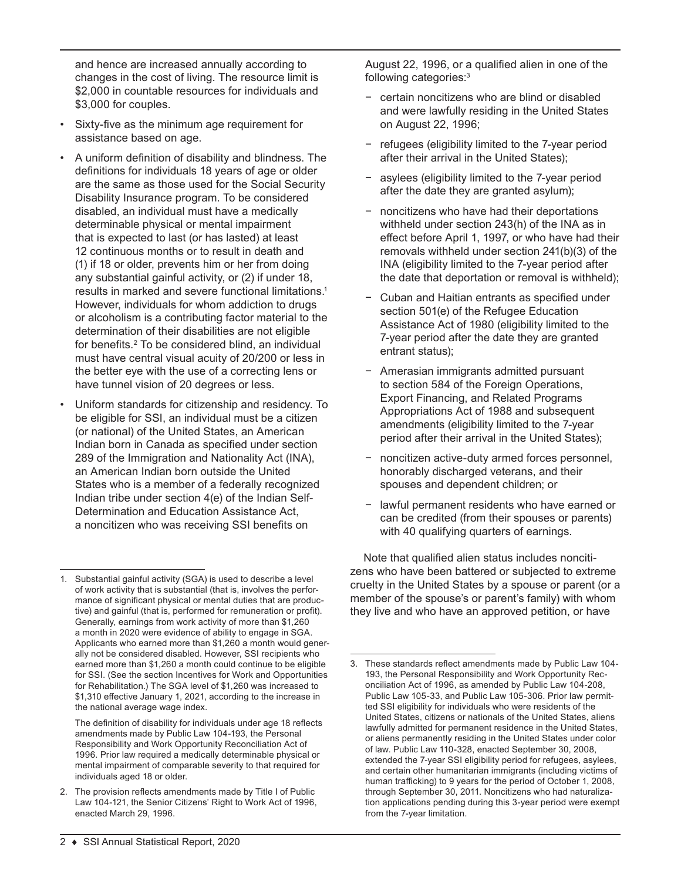and hence are increased annually according to changes in the cost of living. The resource limit is $2,000 in countable resources for individuals and $3,000 for couples.

- Sixty-five as the minimum age requirement for assistance based on age.
- A uniform definition of disability and blindness. The definitions for individuals 18 years of age or older are the same as those used for the Social Security Disability Insurance program. To be considered disabled, an individual must have a medically determinable physical or mental impairment that is expected to last (or has lasted) at least 12 continuous months or to result in death and (1) if 18 or older, prevents him or her from doing any substantial gainful activity, or (2) if under 18, results in marked and severe functional limitations.[1] However, individuals for whom addiction to drugs or alcoholism is a contributing factor material to the determination of their disabilities are not eligible for benefits.[2] To be considered blind, an individual must have central visual acuity of 20/200 or less in the better eye with the use of a correcting lens or have tunnel vision of 20 degrees or less.
- Uniform standards for citizenship and residency. To be eligible for SSI, an individual must be a citizen (or national) of the United States, an American Indian born in Canada as specified under section 289 of the Immigration and Nationality Act (INA), an American Indian born outside the United States who is a member of a federally recognized Indian tribe under section 4(e) of the Indian Self-Determination and Education Assistance Act, a noncitizen who was receiving SSI benefits on August 22, 1996, or a qualified alien in one of the following categories:[3]
    - certain noncitizens who are blind or disabled and were lawfully residing in the United States on August 22, 1996;
    - refugees (eligibility limited to the 7-year period after their arrival in the United States);
    - asylees (eligibility limited to the 7-year period after the date they are granted asylum);
    - noncitizens who have had their deportations withheld under section 243(h) of the INA as in effect before April 1, 1997, or who have had their removals withheld under section 241(b)(3) of the INA (eligibility limited to the 7-year period after the date that deportation or removal is withheld);
    - Cuban and Haitian entrants as specified under section 501(e) of the Refugee Education Assistance Act of 1980 (eligibility limited to the 7-year period after the date they are granted entrant status);
    - Amerasian immigrants admitted pursuant to section 584 of the Foreign Operations, Export Financing, and Related Programs Appropriations Act of 1988 and subsequent amendments (eligibility limited to the 7-year period after their arrival in the United States);
    - noncitizen active-duty armed forces personnel, honorably discharged veterans, and their spouses and dependent children; or
    - lawful permanent residents who have earned or can be credited (from their spouses or parents) with 40 qualifying quarters of earnings.

Note that qualified alien status includes noncitizens who have been battered or subjected to extreme cruelty in the United States by a spouse or parent (or a member of the spouse's or parent's family) with whom they live and who have an approved petition, or have

---

1. Substantial gainful activity (SGA) is used to describe a level of work activity that is substantial (that is, involves the performance of significant physical or mental duties that are productive) and gainful (that is, performed for remuneration or profit). Generally, earnings from work activity of more than $1,260 a month in 2020 were evidence of ability to engage in SGA. Applicants who earned more than $1,260 a month would generally not be considered disabled. However, SSI recipients who earned more than $1,260 a month could continue to be eligible for SSI. (See the section Incentives for Work and Opportunities for Rehabilitation.) The SGA level of $1,260 was increased to $1,310 effective January 1, 2021, according to the increase in the national average wage index.

   The definition of disability for individuals under age 18 reflects amendments made by Public Law 104-193, the Personal Responsibility and Work Opportunity Reconciliation Act of 1996. Prior law required a medically determinable physical or mental impairment of comparable severity to that required for individuals aged 18 or older.

2. The provision reflects amendments made by Title I of Public Law 104-121, the Senior Citizens' Right to Work Act of 1996, enacted March 29, 1996.

3. These standards reflect amendments made by Public Law 104-193, the Personal Responsibility and Work Opportunity Reconciliation Act of 1996, as amended by Public Law 104-208, Public Law 105-33, and Public Law 105-306. Prior law permitted SSI eligibility for individuals who were residents of the United States, citizens or nationals of the United States, aliens lawfully admitted for permanent residence in the United States, or aliens permanently residing in the United States under color of law. Public Law 110-328, enacted September 30, 2008, extended the 7-year SSI eligibility period for refugees, asylees, and certain other humanitarian immigrants (including victims of human trafficking) to 9 years for the period of October 1, 2008, through September 30, 2011. Noncitizens who had naturalization applications pending during this 3-year period were exempt from the 7-year limitation.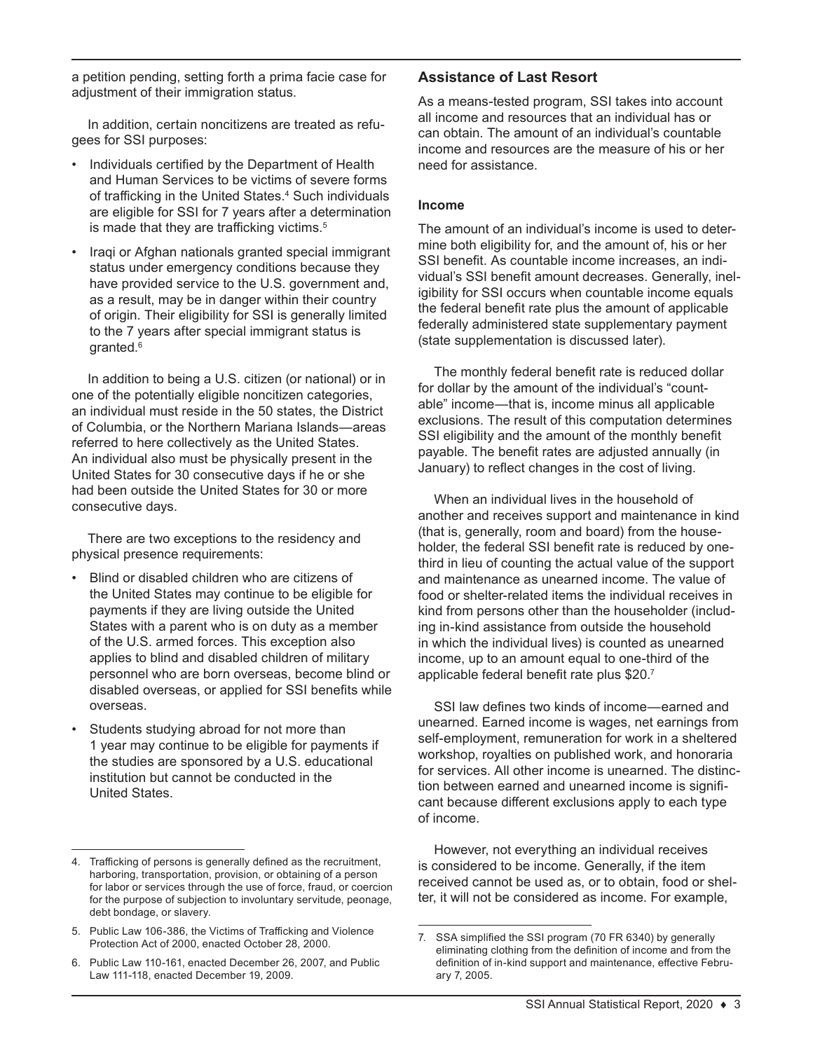a petition pending, setting forth a prima facie case for adjustment of their immigration status.

In addition, certain noncitizens are treated as refugees for SSI purposes:

- Individuals certified by the Department of Health and Human Services to be victims of severe forms of trafficking in the United States.[4] Such individuals are eligible for SSI for 7 years after a determination is made that they are trafficking victims.[5]
- Iraqi or Afghan nationals granted special immigrant status under emergency conditions because they have provided service to the U.S. government and, as a result, may be in danger within their country of origin. Their eligibility for SSI is generally limited to the 7 years after special immigrant status is granted.[6]

In addition to being a U.S. citizen (or national) or in one of the potentially eligible noncitizen categories, an individual must reside in the 50 states, the District of Columbia, or the Northern Mariana Islands—areas referred to here collectively as the United States. An individual also must be physically present in the United States for 30 consecutive days if he or she had been outside the United States for 30 or more consecutive days.

There are two exceptions to the residency and physical presence requirements:

- Blind or disabled children who are citizens of the United States may continue to be eligible for payments if they are living outside the United States with a parent who is on duty as a member of the U.S. armed forces. This exception also applies to blind and disabled children of military personnel who are born overseas, become blind or disabled overseas, or applied for SSI benefits while overseas.
- Students studying abroad for not more than 1 year may continue to be eligible for payments if the studies are sponsored by a U.S. educational institution but cannot be conducted in the United States.

4. Trafficking of persons is generally defined as the recruitment, harboring, transportation, provision, or obtaining of a person for labor or services through the use of force, fraud, or coercion for the purpose of subjection to involuntary servitude, peonage, debt bondage, or slavery.

5. Public Law 106-386, the Victims of Trafficking and Violence Protection Act of 2000, enacted October 28, 2000.

6. Public Law 110-161, enacted December 26, 2007, and Public Law 111-118, enacted December 19, 2009.

## Assistance of Last Resort

As a means-tested program, SSI takes into account all income and resources that an individual has or can obtain. The amount of an individual's countable income and resources are the measure of his or her need for assistance.

### Income

The amount of an individual's income is used to determine both eligibility for, and the amount of, his or her SSI benefit. As countable income increases, an individual's SSI benefit amount decreases. Generally, ineligibility for SSI occurs when countable income equals the federal benefit rate plus the amount of applicable federally administered state supplementary payment (state supplementation is discussed later).

The monthly federal benefit rate is reduced dollar for dollar by the amount of the individual's "countable" income—that is, income minus all applicable exclusions. The result of this computation determines SSI eligibility and the amount of the monthly benefit payable. The benefit rates are adjusted annually (in January) to reflect changes in the cost of living.

When an individual lives in the household of another and receives support and maintenance in kind (that is, generally, room and board) from the householder, the federal SSI benefit rate is reduced by one-third in lieu of counting the actual value of the support and maintenance as unearned income. The value of food or shelter-related items the individual receives in kind from persons other than the householder (including in-kind assistance from outside the household in which the individual lives) is counted as unearned income, up to an amount equal to one-third of the applicable federal benefit rate plus $20.[7]

SSI law defines two kinds of income—earned and unearned. Earned income is wages, net earnings from self-employment, remuneration for work in a sheltered workshop, royalties on published work, and honoraria for services. All other income is unearned. The distinction between earned and unearned income is significant because different exclusions apply to each type of income.

However, not everything an individual receives is considered to be income. Generally, if the item received cannot be used as, or to obtain, food or shelter, it will not be considered as income. For example,

7. SSA simplified the SSI program (70 FR 6340) by generally eliminating clothing from the definition of income and from the definition of in-kind support and maintenance, effective February 7, 2005.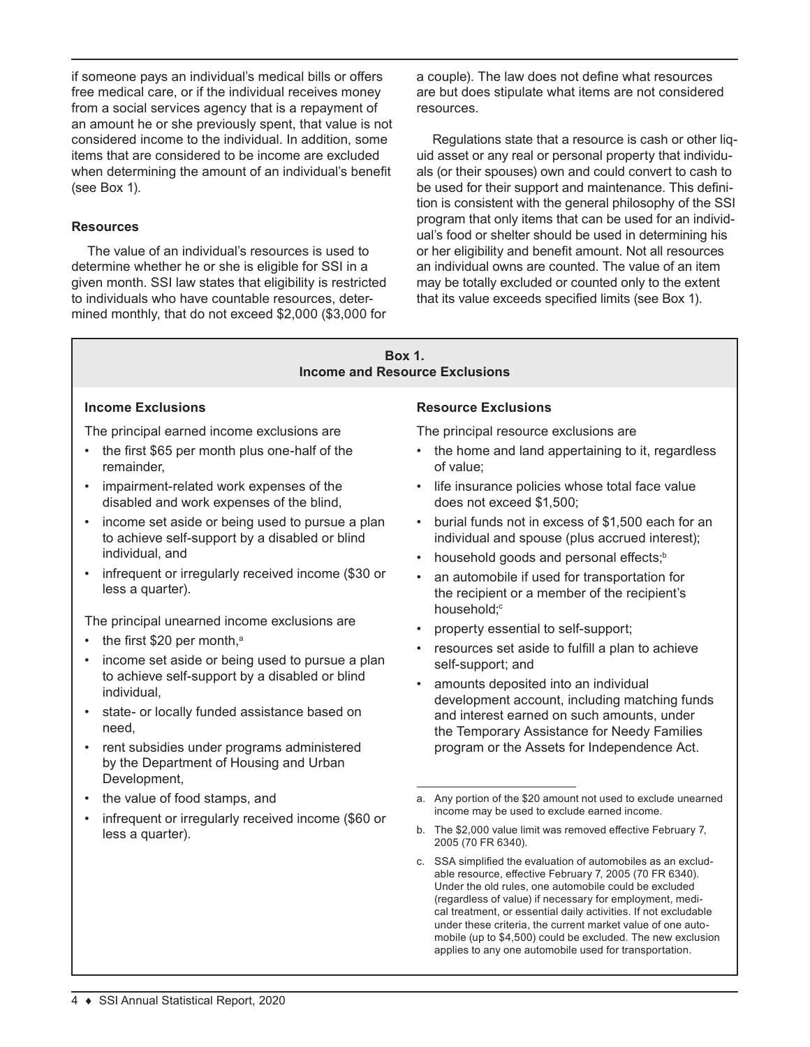if someone pays an individual's medical bills or offers free medical care, or if the individual receives money from a social services agency that is a repayment of an amount he or she previously spent, that value is not considered income to the individual. In addition, some items that are considered to be income are excluded when determining the amount of an individual's benefit (see Box 1).

### Resources

The value of an individual's resources is used to determine whether he or she is eligible for SSI in a given month. SSI law states that eligibility is restricted to individuals who have countable resources, determined monthly, that do not exceed $2,000 ($3,000 for a couple). The law does not define what resources are but does stipulate what items are not considered resources.

Regulations state that a resource is cash or other liquid asset or any real or personal property that individuals (or their spouses) own and could convert to cash to be used for their support and maintenance. This definition is consistent with the general philosophy of the SSI program that only items that can be used for an individual's food or shelter should be used in determining his or her eligibility and benefit amount. Not all resources an individual owns are counted. The value of an item may be totally excluded or counted only to the extent that its value exceeds specified limits (see Box 1).

**Box 1.**
**Income and Resource Exclusions**

#### Income Exclusions

The principal earned income exclusions are

- the first $65 per month plus one-half of the remainder,
- impairment-related work expenses of the disabled and work expenses of the blind,
- income set aside or being used to pursue a plan to achieve self-support by a disabled or blind individual, and
- infrequent or irregularly received income ($30 or less a quarter).

The principal unearned income exclusions are

- the first $20 per month,[a]
- income set aside or being used to pursue a plan to achieve self-support by a disabled or blind individual,
- state- or locally funded assistance based on need,
- rent subsidies under programs administered by the Department of Housing and Urban Development,
- the value of food stamps, and
- infrequent or irregularly received income ($60 or less a quarter).

#### Resource Exclusions

The principal resource exclusions are

- the home and land appertaining to it, regardless of value;
- life insurance policies whose total face value does not exceed $1,500;
- burial funds not in excess of $1,500 each for an individual and spouse (plus accrued interest);
- household goods and personal effects;[b]
- an automobile if used for transportation for the recipient or a member of the recipient's household;[c]
- property essential to self-support;
- resources set aside to fulfill a plan to achieve self-support; and
- amounts deposited into an individual development account, including matching funds and interest earned on such amounts, under the Temporary Assistance for Needy Families program or the Assets for Independence Act.

a. Any portion of the $20 amount not used to exclude unearned income may be used to exclude earned income.

b. The $2,000 value limit was removed effective February 7, 2005 (70 FR 6340).

c. SSA simplified the evaluation of automobiles as an excludable resource, effective February 7, 2005 (70 FR 6340). Under the old rules, one automobile could be excluded (regardless of value) if necessary for employment, medical treatment, or essential daily activities. If not excludable under these criteria, the current market value of one automobile (up to $4,500) could be excluded. The new exclusion applies to any one automobile used for transportation.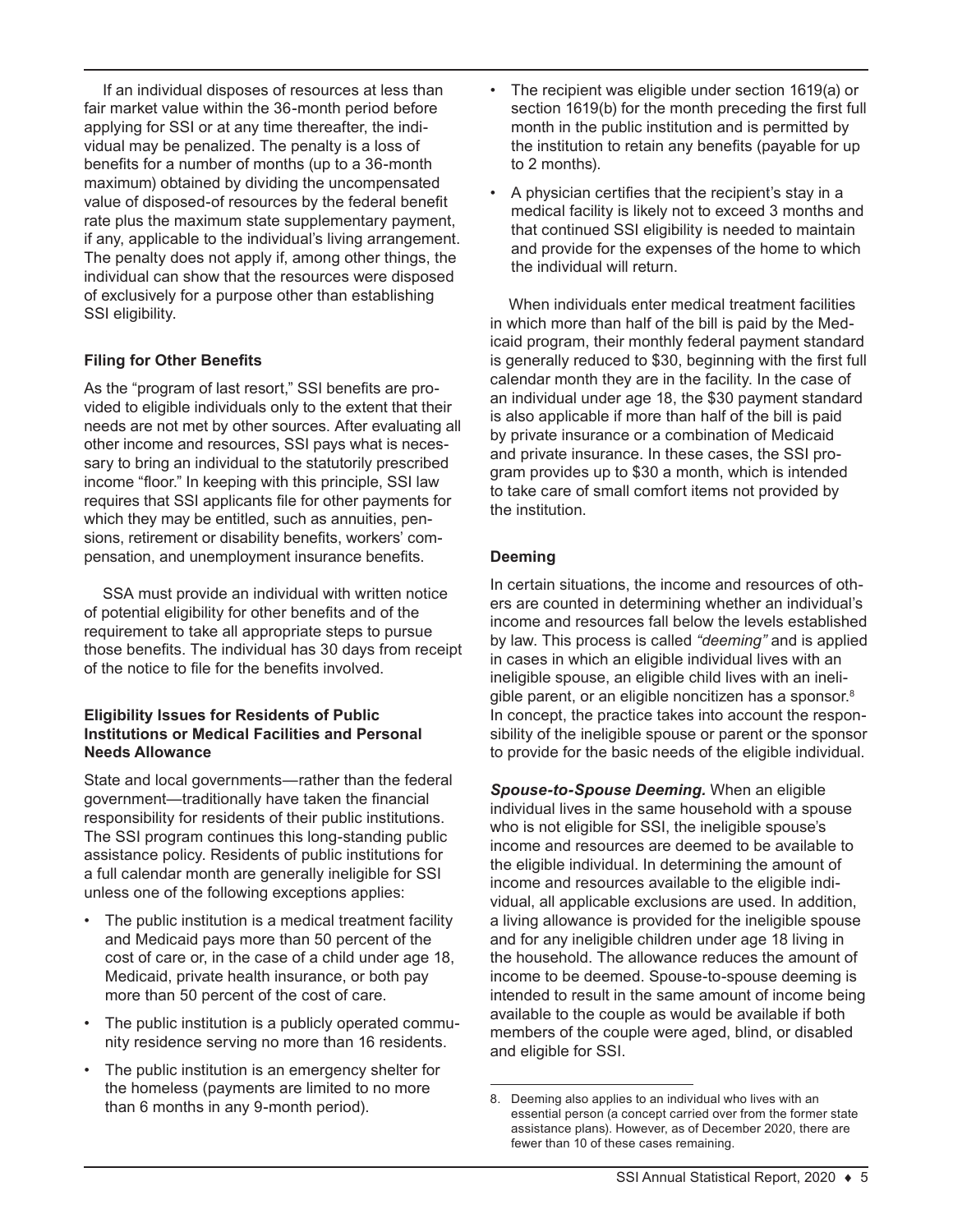If an individual disposes of resources at less than fair market value within the 36-month period before applying for SSI or at any time thereafter, the individual may be penalized. The penalty is a loss of benefits for a number of months (up to a 36-month maximum) obtained by dividing the uncompensated value of disposed-of resources by the federal benefit rate plus the maximum state supplementary payment, if any, applicable to the individual's living arrangement. The penalty does not apply if, among other things, the individual can show that the resources were disposed of exclusively for a purpose other than establishing SSI eligibility.

### Filing for Other Benefits

As the "program of last resort," SSI benefits are provided to eligible individuals only to the extent that their needs are not met by other sources. After evaluating all other income and resources, SSI pays what is necessary to bring an individual to the statutorily prescribed income "floor." In keeping with this principle, SSI law requires that SSI applicants file for other payments for which they may be entitled, such as annuities, pensions, retirement or disability benefits, workers' compensation, and unemployment insurance benefits.

SSA must provide an individual with written notice of potential eligibility for other benefits and of the requirement to take all appropriate steps to pursue those benefits. The individual has 30 days from receipt of the notice to file for the benefits involved.

#### Eligibility Issues for Residents of Public Institutions or Medical Facilities and Personal Needs Allowance

State and local governments—rather than the federal government—traditionally have taken the financial responsibility for residents of their public institutions. The SSI program continues this long-standing public assistance policy. Residents of public institutions for a full calendar month are generally ineligible for SSI unless one of the following exceptions applies:

- The public institution is a medical treatment facility and Medicaid pays more than 50 percent of the cost of care or, in the case of a child under age 18, Medicaid, private health insurance, or both pay more than 50 percent of the cost of care.
- The public institution is a publicly operated community residence serving no more than 16 residents.
- The public institution is an emergency shelter for the homeless (payments are limited to no more than 6 months in any 9-month period).
- The recipient was eligible under section 1619(a) or section 1619(b) for the month preceding the first full month in the public institution and is permitted by the institution to retain any benefits (payable for up to 2 months).
- A physician certifies that the recipient's stay in a medical facility is likely not to exceed 3 months and that continued SSI eligibility is needed to maintain and provide for the expenses of the home to which the individual will return.

When individuals enter medical treatment facilities in which more than half of the bill is paid by the Medicaid program, their monthly federal payment standard is generally reduced to $30, beginning with the first full calendar month they are in the facility. In the case of an individual under age 18, the $30 payment standard is also applicable if more than half of the bill is paid by private insurance or a combination of Medicaid and private insurance. In these cases, the SSI program provides up to $30 a month, which is intended to take care of small comfort items not provided by the institution.

### Deeming

In certain situations, the income and resources of others are counted in determining whether an individual's income and resources fall below the levels established by law. This process is called *"deeming"* and is applied in cases in which an eligible individual lives with an ineligible spouse, an eligible child lives with an ineligible parent, or an eligible noncitizen has a sponsor.[8] In concept, the practice takes into account the responsibility of the ineligible spouse or parent or the sponsor to provide for the basic needs of the eligible individual.

***Spouse-to-Spouse Deeming.*** When an eligible individual lives in the same household with a spouse who is not eligible for SSI, the ineligible spouse's income and resources are deemed to be available to the eligible individual. In determining the amount of income and resources available to the eligible individual, all applicable exclusions are used. In addition, a living allowance is provided for the ineligible spouse and for any ineligible children under age 18 living in the household. The allowance reduces the amount of income to be deemed. Spouse-to-spouse deeming is intended to result in the same amount of income being available to the couple as would be available if both members of the couple were aged, blind, or disabled and eligible for SSI.

8. Deeming also applies to an individual who lives with an essential person (a concept carried over from the former state assistance plans). However, as of December 2020, there are fewer than 10 of these cases remaining.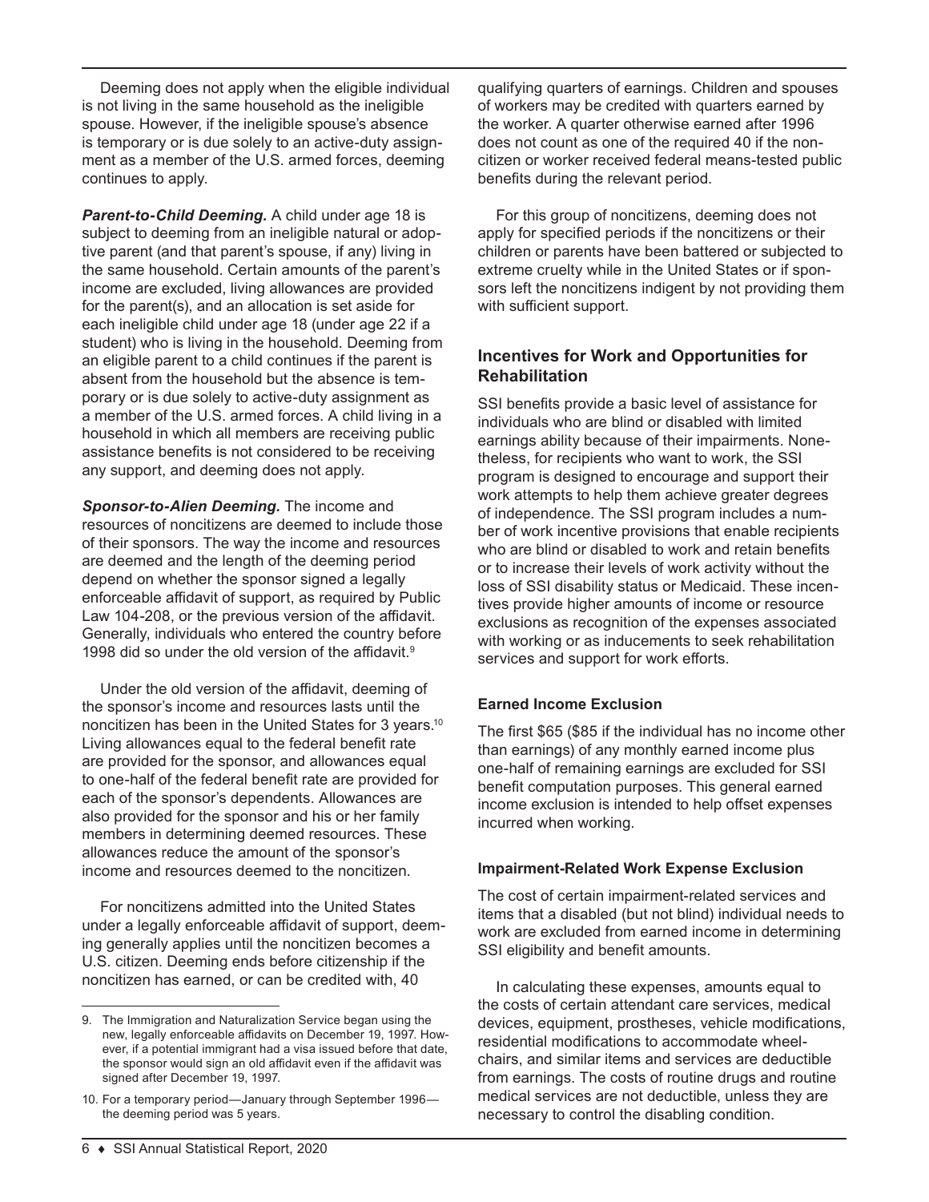Deeming does not apply when the eligible individual is not living in the same household as the ineligible spouse. However, if the ineligible spouse's absence is temporary or is due solely to an active-duty assignment as a member of the U.S. armed forces, deeming continues to apply.

***Parent-to-Child Deeming.*** A child under age 18 is subject to deeming from an ineligible natural or adoptive parent (and that parent's spouse, if any) living in the same household. Certain amounts of the parent's income are excluded, living allowances are provided for the parent(s), and an allocation is set aside for each ineligible child under age 18 (under age 22 if a student) who is living in the household. Deeming from an eligible parent to a child continues if the parent is absent from the household but the absence is temporary or is due solely to active-duty assignment as a member of the U.S. armed forces. A child living in a household in which all members are receiving public assistance benefits is not considered to be receiving any support, and deeming does not apply.

***Sponsor-to-Alien Deeming.*** The income and resources of noncitizens are deemed to include those of their sponsors. The way the income and resources are deemed and the length of the deeming period depend on whether the sponsor signed a legally enforceable affidavit of support, as required by Public Law 104-208, or the previous version of the affidavit. Generally, individuals who entered the country before 1998 did so under the old version of the affidavit.[9]

Under the old version of the affidavit, deeming of the sponsor's income and resources lasts until the noncitizen has been in the United States for 3 years.[10] Living allowances equal to the federal benefit rate are provided for the sponsor, and allowances equal to one-half of the federal benefit rate are provided for each of the sponsor's dependents. Allowances are also provided for the sponsor and his or her family members in determining deemed resources. These allowances reduce the amount of the sponsor's income and resources deemed to the noncitizen.

For noncitizens admitted into the United States under a legally enforceable affidavit of support, deeming generally applies until the noncitizen becomes a U.S. citizen. Deeming ends before citizenship if the noncitizen has earned, or can be credited with, 40 qualifying quarters of earnings. Children and spouses of workers may be credited with quarters earned by the worker. A quarter otherwise earned after 1996 does not count as one of the required 40 if the noncitizen or worker received federal means-tested public benefits during the relevant period.

For this group of noncitizens, deeming does not apply for specified periods if the noncitizens or their children or parents have been battered or subjected to extreme cruelty while in the United States or if sponsors left the noncitizens indigent by not providing them with sufficient support.

## Incentives for Work and Opportunities for Rehabilitation

SSI benefits provide a basic level of assistance for individuals who are blind or disabled with limited earnings ability because of their impairments. Nonetheless, for recipients who want to work, the SSI program is designed to encourage and support their work attempts to help them achieve greater degrees of independence. The SSI program includes a number of work incentive provisions that enable recipients who are blind or disabled to work and retain benefits or to increase their levels of work activity without the loss of SSI disability status or Medicaid. These incentives provide higher amounts of income or resource exclusions as recognition of the expenses associated with working or as inducements to seek rehabilitation services and support for work efforts.

### Earned Income Exclusion

The first $65 ($85 if the individual has no income other than earnings) of any monthly earned income plus one-half of remaining earnings are excluded for SSI benefit computation purposes. This general earned income exclusion is intended to help offset expenses incurred when working.

### Impairment-Related Work Expense Exclusion

The cost of certain impairment-related services and items that a disabled (but not blind) individual needs to work are excluded from earned income in determining SSI eligibility and benefit amounts.

In calculating these expenses, amounts equal to the costs of certain attendant care services, medical devices, equipment, prostheses, vehicle modifications, residential modifications to accommodate wheelchairs, and similar items and services are deductible from earnings. The costs of routine drugs and routine medical services are not deductible, unless they are necessary to control the disabling condition.

---

9. The Immigration and Naturalization Service began using the new, legally enforceable affidavits on December 19, 1997. However, if a potential immigrant had a visa issued before that date, the sponsor would sign an old affidavit even if the affidavit was signed after December 19, 1997.

10. For a temporary period—January through September 1996—the deeming period was 5 years.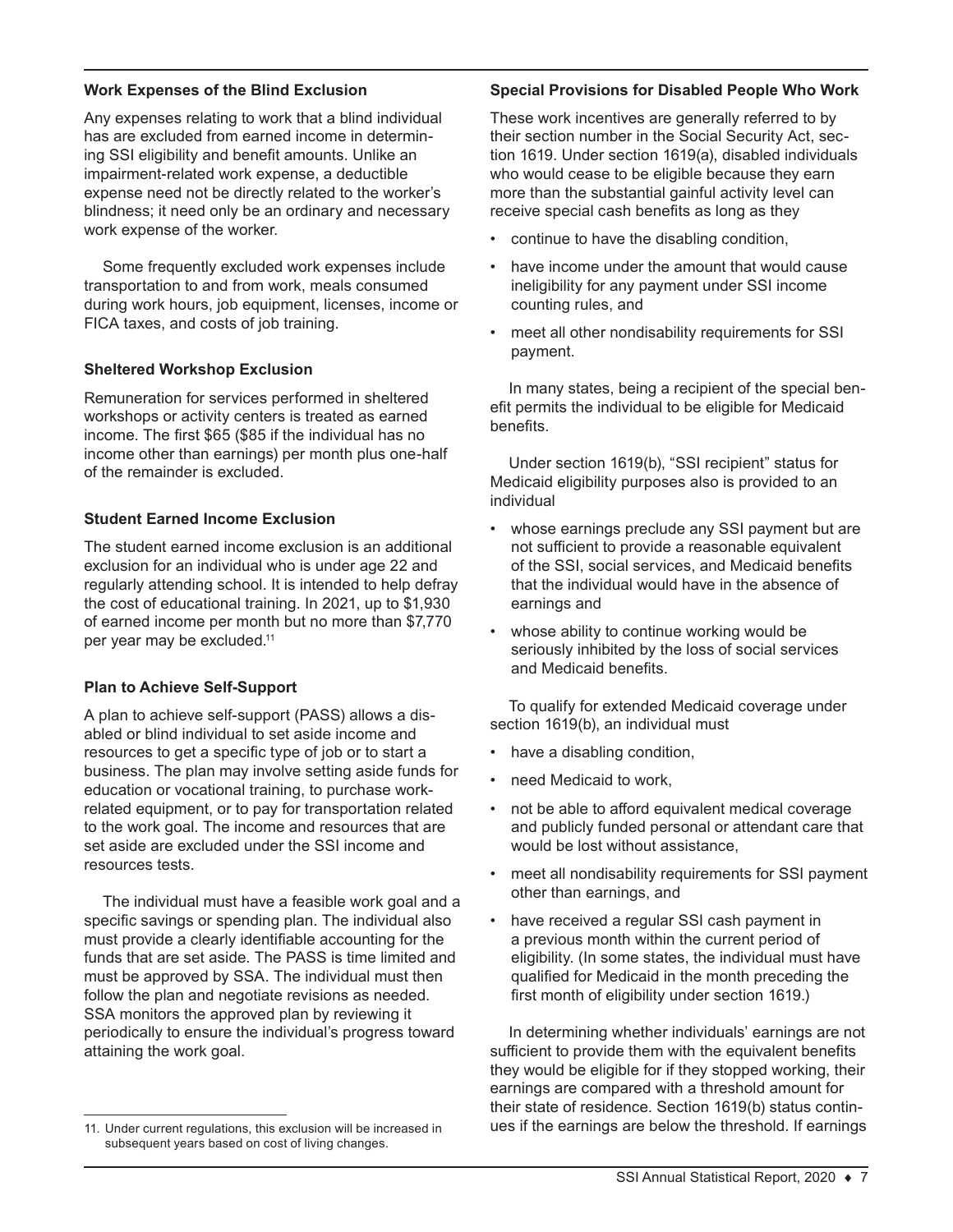### Work Expenses of the Blind Exclusion

Any expenses relating to work that a blind individual has are excluded from earned income in determining SSI eligibility and benefit amounts. Unlike an impairment-related work expense, a deductible expense need not be directly related to the worker's blindness; it need only be an ordinary and necessary work expense of the worker.

Some frequently excluded work expenses include transportation to and from work, meals consumed during work hours, job equipment, licenses, income or FICA taxes, and costs of job training.

### Sheltered Workshop Exclusion

Remuneration for services performed in sheltered workshops or activity centers is treated as earned income. The first $65 ($85 if the individual has no income other than earnings) per month plus one-half of the remainder is excluded.

### Student Earned Income Exclusion

The student earned income exclusion is an additional exclusion for an individual who is under age 22 and regularly attending school. It is intended to help defray the cost of educational training. In 2021, up to $1,930 of earned income per month but no more than $7,770 per year may be excluded.[11]

### Plan to Achieve Self-Support

A plan to achieve self-support (PASS) allows a disabled or blind individual to set aside income and resources to get a specific type of job or to start a business. The plan may involve setting aside funds for education or vocational training, to purchase work-related equipment, or to pay for transportation related to the work goal. The income and resources that are set aside are excluded under the SSI income and resources tests.

The individual must have a feasible work goal and a specific savings or spending plan. The individual also must provide a clearly identifiable accounting for the funds that are set aside. The PASS is time limited and must be approved by SSA. The individual must then follow the plan and negotiate revisions as needed. SSA monitors the approved plan by reviewing it periodically to ensure the individual's progress toward attaining the work goal.

### Special Provisions for Disabled People Who Work

These work incentives are generally referred to by their section number in the Social Security Act, section 1619. Under section 1619(a), disabled individuals who would cease to be eligible because they earn more than the substantial gainful activity level can receive special cash benefits as long as they

- continue to have the disabling condition,
- have income under the amount that would cause ineligibility for any payment under SSI income counting rules, and
- meet all other nondisability requirements for SSI payment.

In many states, being a recipient of the special benefit permits the individual to be eligible for Medicaid benefits.

Under section 1619(b), "SSI recipient" status for Medicaid eligibility purposes also is provided to an individual

- whose earnings preclude any SSI payment but are not sufficient to provide a reasonable equivalent of the SSI, social services, and Medicaid benefits that the individual would have in the absence of earnings and
- whose ability to continue working would be seriously inhibited by the loss of social services and Medicaid benefits.

To qualify for extended Medicaid coverage under section 1619(b), an individual must

- have a disabling condition,
- need Medicaid to work,
- not be able to afford equivalent medical coverage and publicly funded personal or attendant care that would be lost without assistance,
- meet all nondisability requirements for SSI payment other than earnings, and
- have received a regular SSI cash payment in a previous month within the current period of eligibility. (In some states, the individual must have qualified for Medicaid in the month preceding the first month of eligibility under section 1619.)

In determining whether individuals' earnings are not sufficient to provide them with the equivalent benefits they would be eligible for if they stopped working, their earnings are compared with a threshold amount for their state of residence. Section 1619(b) status continues if the earnings are below the threshold. If earnings

---

11. Under current regulations, this exclusion will be increased in subsequent years based on cost of living changes.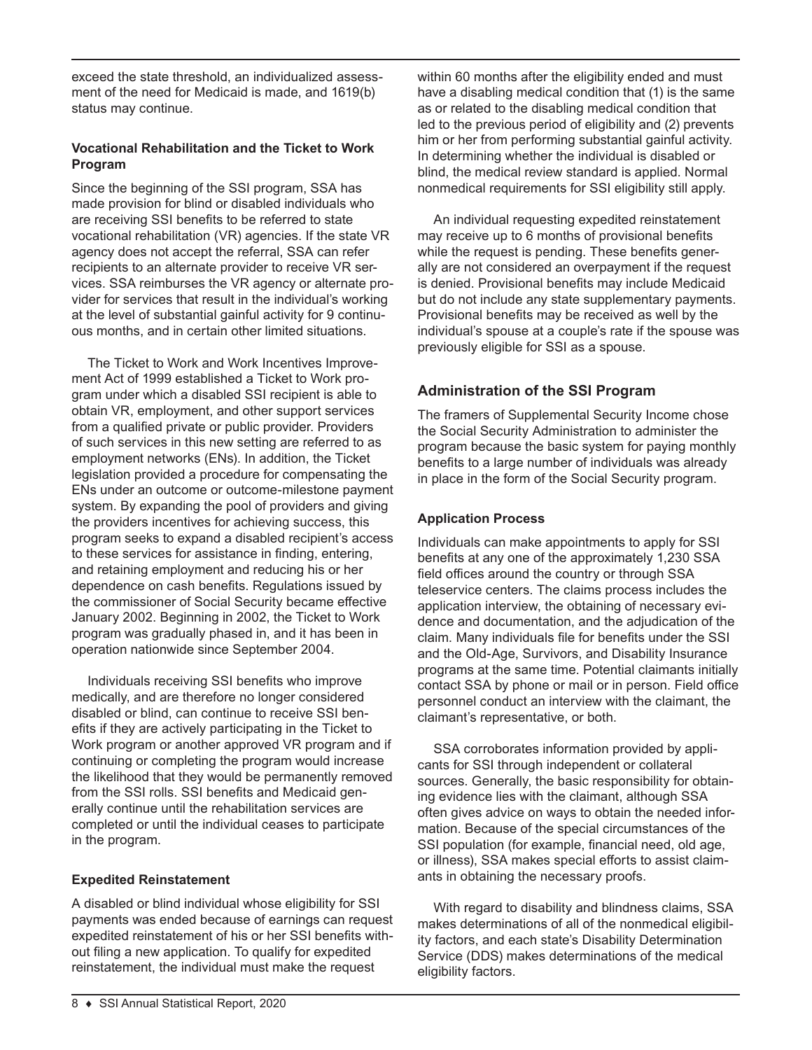exceed the state threshold, an individualized assessment of the need for Medicaid is made, and 1619(b) status may continue.

### Vocational Rehabilitation and the Ticket to Work Program

Since the beginning of the SSI program, SSA has made provision for blind or disabled individuals who are receiving SSI benefits to be referred to state vocational rehabilitation (VR) agencies. If the state VR agency does not accept the referral, SSA can refer recipients to an alternate provider to receive VR services. SSA reimburses the VR agency or alternate provider for services that result in the individual's working at the level of substantial gainful activity for 9 continuous months, and in certain other limited situations.

The Ticket to Work and Work Incentives Improvement Act of 1999 established a Ticket to Work program under which a disabled SSI recipient is able to obtain VR, employment, and other support services from a qualified private or public provider. Providers of such services in this new setting are referred to as employment networks (ENs). In addition, the Ticket legislation provided a procedure for compensating the ENs under an outcome or outcome-milestone payment system. By expanding the pool of providers and giving the providers incentives for achieving success, this program seeks to expand a disabled recipient's access to these services for assistance in finding, entering, and retaining employment and reducing his or her dependence on cash benefits. Regulations issued by the commissioner of Social Security became effective January 2002. Beginning in 2002, the Ticket to Work program was gradually phased in, and it has been in operation nationwide since September 2004.

Individuals receiving SSI benefits who improve medically, and are therefore no longer considered disabled or blind, can continue to receive SSI benefits if they are actively participating in the Ticket to Work program or another approved VR program and if continuing or completing the program would increase the likelihood that they would be permanently removed from the SSI rolls. SSI benefits and Medicaid generally continue until the rehabilitation services are completed or until the individual ceases to participate in the program.

### Expedited Reinstatement

A disabled or blind individual whose eligibility for SSI payments was ended because of earnings can request expedited reinstatement of his or her SSI benefits without filing a new application. To qualify for expedited reinstatement, the individual must make the request within 60 months after the eligibility ended and must have a disabling medical condition that (1) is the same as or related to the disabling medical condition that led to the previous period of eligibility and (2) prevents him or her from performing substantial gainful activity. In determining whether the individual is disabled or blind, the medical review standard is applied. Normal nonmedical requirements for SSI eligibility still apply.

An individual requesting expedited reinstatement may receive up to 6 months of provisional benefits while the request is pending. These benefits generally are not considered an overpayment if the request is denied. Provisional benefits may include Medicaid but do not include any state supplementary payments. Provisional benefits may be received as well by the individual's spouse at a couple's rate if the spouse was previously eligible for SSI as a spouse.

## Administration of the SSI Program

The framers of Supplemental Security Income chose the Social Security Administration to administer the program because the basic system for paying monthly benefits to a large number of individuals was already in place in the form of the Social Security program.

### Application Process

Individuals can make appointments to apply for SSI benefits at any one of the approximately 1,230 SSA field offices around the country or through SSA teleservice centers. The claims process includes the application interview, the obtaining of necessary evidence and documentation, and the adjudication of the claim. Many individuals file for benefits under the SSI and the Old-Age, Survivors, and Disability Insurance programs at the same time. Potential claimants initially contact SSA by phone or mail or in person. Field office personnel conduct an interview with the claimant, the claimant's representative, or both.

SSA corroborates information provided by applicants for SSI through independent or collateral sources. Generally, the basic responsibility for obtaining evidence lies with the claimant, although SSA often gives advice on ways to obtain the needed information. Because of the special circumstances of the SSI population (for example, financial need, old age, or illness), SSA makes special efforts to assist claimants in obtaining the necessary proofs.

With regard to disability and blindness claims, SSA makes determinations of all of the nonmedical eligibility factors, and each state's Disability Determination Service (DDS) makes determinations of the medical eligibility factors.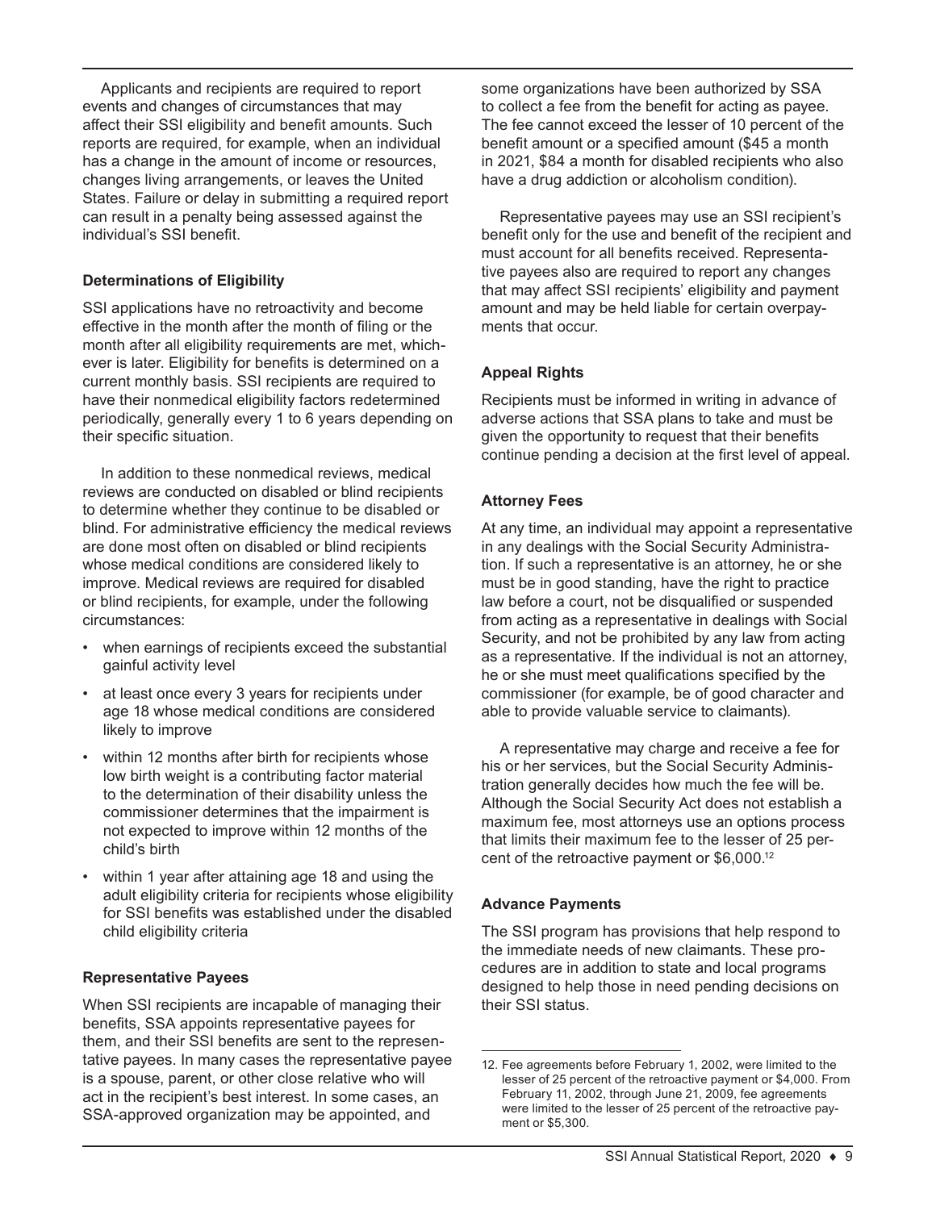Applicants and recipients are required to report events and changes of circumstances that may affect their SSI eligibility and benefit amounts. Such reports are required, for example, when an individual has a change in the amount of income or resources, changes living arrangements, or leaves the United States. Failure or delay in submitting a required report can result in a penalty being assessed against the individual's SSI benefit.

### Determinations of Eligibility

SSI applications have no retroactivity and become effective in the month after the month of filing or the month after all eligibility requirements are met, whichever is later. Eligibility for benefits is determined on a current monthly basis. SSI recipients are required to have their nonmedical eligibility factors redetermined periodically, generally every 1 to 6 years depending on their specific situation.

In addition to these nonmedical reviews, medical reviews are conducted on disabled or blind recipients to determine whether they continue to be disabled or blind. For administrative efficiency the medical reviews are done most often on disabled or blind recipients whose medical conditions are considered likely to improve. Medical reviews are required for disabled or blind recipients, for example, under the following circumstances:

- when earnings of recipients exceed the substantial gainful activity level
- at least once every 3 years for recipients under age 18 whose medical conditions are considered likely to improve
- within 12 months after birth for recipients whose low birth weight is a contributing factor material to the determination of their disability unless the commissioner determines that the impairment is not expected to improve within 12 months of the child's birth
- within 1 year after attaining age 18 and using the adult eligibility criteria for recipients whose eligibility for SSI benefits was established under the disabled child eligibility criteria

### Representative Payees

When SSI recipients are incapable of managing their benefits, SSA appoints representative payees for them, and their SSI benefits are sent to the representative payees. In many cases the representative payee is a spouse, parent, or other close relative who will act in the recipient's best interest. In some cases, an SSA-approved organization may be appointed, and some organizations have been authorized by SSA to collect a fee from the benefit for acting as payee. The fee cannot exceed the lesser of 10 percent of the benefit amount or a specified amount ($45 a month in 2021, $84 a month for disabled recipients who also have a drug addiction or alcoholism condition).

Representative payees may use an SSI recipient's benefit only for the use and benefit of the recipient and must account for all benefits received. Representative payees also are required to report any changes that may affect SSI recipients' eligibility and payment amount and may be held liable for certain overpayments that occur.

### Appeal Rights

Recipients must be informed in writing in advance of adverse actions that SSA plans to take and must be given the opportunity to request that their benefits continue pending a decision at the first level of appeal.

### Attorney Fees

At any time, an individual may appoint a representative in any dealings with the Social Security Administration. If such a representative is an attorney, he or she must be in good standing, have the right to practice law before a court, not be disqualified or suspended from acting as a representative in dealings with Social Security, and not be prohibited by any law from acting as a representative. If the individual is not an attorney, he or she must meet qualifications specified by the commissioner (for example, be of good character and able to provide valuable service to claimants).

A representative may charge and receive a fee for his or her services, but the Social Security Administration generally decides how much the fee will be. Although the Social Security Act does not establish a maximum fee, most attorneys use an options process that limits their maximum fee to the lesser of 25 percent of the retroactive payment or $6,000.[12]

### Advance Payments

The SSI program has provisions that help respond to the immediate needs of new claimants. These procedures are in addition to state and local programs designed to help those in need pending decisions on their SSI status.

---

12. Fee agreements before February 1, 2002, were limited to the lesser of 25 percent of the retroactive payment or $4,000. From February 11, 2002, through June 21, 2009, fee agreements were limited to the lesser of 25 percent of the retroactive payment or $5,300.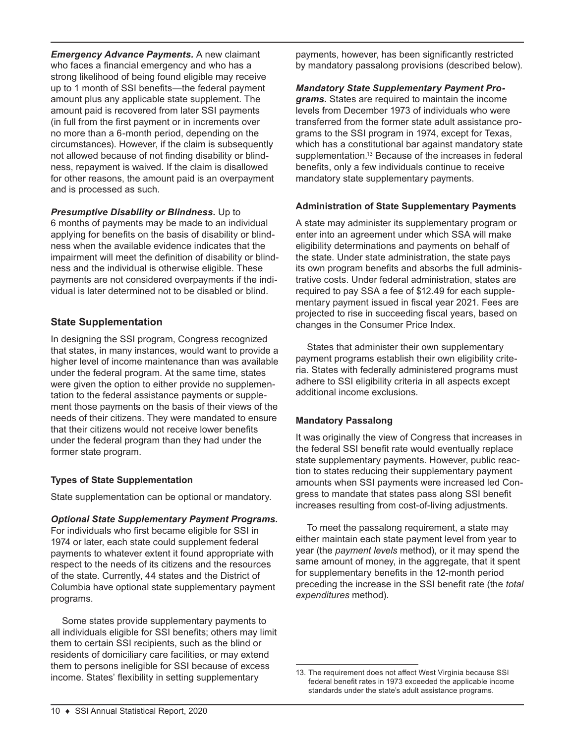***Emergency Advance Payments.*** A new claimant who faces a financial emergency and who has a strong likelihood of being found eligible may receive up to 1 month of SSI benefits—the federal payment amount plus any applicable state supplement. The amount paid is recovered from later SSI payments (in full from the first payment or in increments over no more than a 6-month period, depending on the circumstances). However, if the claim is subsequently not allowed because of not finding disability or blindness, repayment is waived. If the claim is disallowed for other reasons, the amount paid is an overpayment and is processed as such.

***Presumptive Disability or Blindness.*** Up to 6 months of payments may be made to an individual applying for benefits on the basis of disability or blindness when the available evidence indicates that the impairment will meet the definition of disability or blindness and the individual is otherwise eligible. These payments are not considered overpayments if the individual is later determined not to be disabled or blind.

## State Supplementation

In designing the SSI program, Congress recognized that states, in many instances, would want to provide a higher level of income maintenance than was available under the federal program. At the same time, states were given the option to either provide no supplementation to the federal assistance payments or supplement those payments on the basis of their views of the needs of their citizens. They were mandated to ensure that their citizens would not receive lower benefits under the federal program than they had under the former state program.

### Types of State Supplementation

State supplementation can be optional or mandatory.

***Optional State Supplementary Payment Programs.*** For individuals who first became eligible for SSI in 1974 or later, each state could supplement federal payments to whatever extent it found appropriate with respect to the needs of its citizens and the resources of the state. Currently, 44 states and the District of Columbia have optional state supplementary payment programs.

Some states provide supplementary payments to all individuals eligible for SSI benefits; others may limit them to certain SSI recipients, such as the blind or residents of domiciliary care facilities, or may extend them to persons ineligible for SSI because of excess income. States' flexibility in setting supplementary payments, however, has been significantly restricted by mandatory passalong provisions (described below).

***Mandatory State Supplementary Payment Programs.*** States are required to maintain the income levels from December 1973 of individuals who were transferred from the former state adult assistance programs to the SSI program in 1974, except for Texas, which has a constitutional bar against mandatory state supplementation.[13] Because of the increases in federal benefits, only a few individuals continue to receive mandatory state supplementary payments.

### Administration of State Supplementary Payments

A state may administer its supplementary program or enter into an agreement under which SSA will make eligibility determinations and payments on behalf of the state. Under state administration, the state pays its own program benefits and absorbs the full administrative costs. Under federal administration, states are required to pay SSA a fee of $12.49 for each supplementary payment issued in fiscal year 2021. Fees are projected to rise in succeeding fiscal years, based on changes in the Consumer Price Index.

States that administer their own supplementary payment programs establish their own eligibility criteria. States with federally administered programs must adhere to SSI eligibility criteria in all aspects except additional income exclusions.

### Mandatory Passalong

It was originally the view of Congress that increases in the federal SSI benefit rate would eventually replace state supplementary payments. However, public reaction to states reducing their supplementary payment amounts when SSI payments were increased led Congress to mandate that states pass along SSI benefit increases resulting from cost-of-living adjustments.

To meet the passalong requirement, a state may either maintain each state payment level from year to year (the *payment levels* method), or it may spend the same amount of money, in the aggregate, that it spent for supplementary benefits in the 12-month period preceding the increase in the SSI benefit rate (the *total expenditures* method).

---

13. The requirement does not affect West Virginia because SSI federal benefit rates in 1973 exceeded the applicable income standards under the state's adult assistance programs.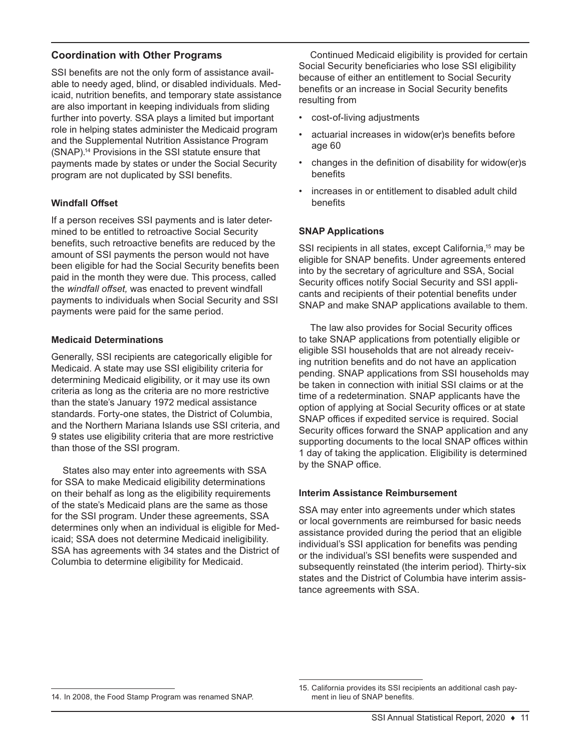## Coordination with Other Programs

SSI benefits are not the only form of assistance available to needy aged, blind, or disabled individuals. Medicaid, nutrition benefits, and temporary state assistance are also important in keeping individuals from sliding further into poverty. SSA plays a limited but important role in helping states administer the Medicaid program and the Supplemental Nutrition Assistance Program (SNAP).[14] Provisions in the SSI statute ensure that payments made by states or under the Social Security program are not duplicated by SSI benefits.

### Windfall Offset

If a person receives SSI payments and is later determined to be entitled to retroactive Social Security benefits, such retroactive benefits are reduced by the amount of SSI payments the person would not have been eligible for had the Social Security benefits been paid in the month they were due. This process, called the *windfall offset,* was enacted to prevent windfall payments to individuals when Social Security and SSI payments were paid for the same period.

### Medicaid Determinations

Generally, SSI recipients are categorically eligible for Medicaid. A state may use SSI eligibility criteria for determining Medicaid eligibility, or it may use its own criteria as long as the criteria are no more restrictive than the state's January 1972 medical assistance standards. Forty-one states, the District of Columbia, and the Northern Mariana Islands use SSI criteria, and 9 states use eligibility criteria that are more restrictive than those of the SSI program.

States also may enter into agreements with SSA for SSA to make Medicaid eligibility determinations on their behalf as long as the eligibility requirements of the state's Medicaid plans are the same as those for the SSI program. Under these agreements, SSA determines only when an individual is eligible for Medicaid; SSA does not determine Medicaid ineligibility. SSA has agreements with 34 states and the District of Columbia to determine eligibility for Medicaid.

Continued Medicaid eligibility is provided for certain Social Security beneficiaries who lose SSI eligibility because of either an entitlement to Social Security benefits or an increase in Social Security benefits resulting from

- cost-of-living adjustments
- actuarial increases in widow(er)s benefits before age 60
- changes in the definition of disability for widow(er)s benefits
- increases in or entitlement to disabled adult child benefits

### SNAP Applications

SSI recipients in all states, except California,[15] may be eligible for SNAP benefits. Under agreements entered into by the secretary of agriculture and SSA, Social Security offices notify Social Security and SSI applicants and recipients of their potential benefits under SNAP and make SNAP applications available to them.

The law also provides for Social Security offices to take SNAP applications from potentially eligible or eligible SSI households that are not already receiving nutrition benefits and do not have an application pending. SNAP applications from SSI households may be taken in connection with initial SSI claims or at the time of a redetermination. SNAP applicants have the option of applying at Social Security offices or at state SNAP offices if expedited service is required. Social Security offices forward the SNAP application and any supporting documents to the local SNAP offices within 1 day of taking the application. Eligibility is determined by the SNAP office.

### Interim Assistance Reimbursement

SSA may enter into agreements under which states or local governments are reimbursed for basic needs assistance provided during the period that an eligible individual's SSI application for benefits was pending or the individual's SSI benefits were suspended and subsequently reinstated (the interim period). Thirty-six states and the District of Columbia have interim assistance agreements with SSA.

---

14. In 2008, the Food Stamp Program was renamed SNAP.

15. California provides its SSI recipients an additional cash payment in lieu of SNAP benefits.